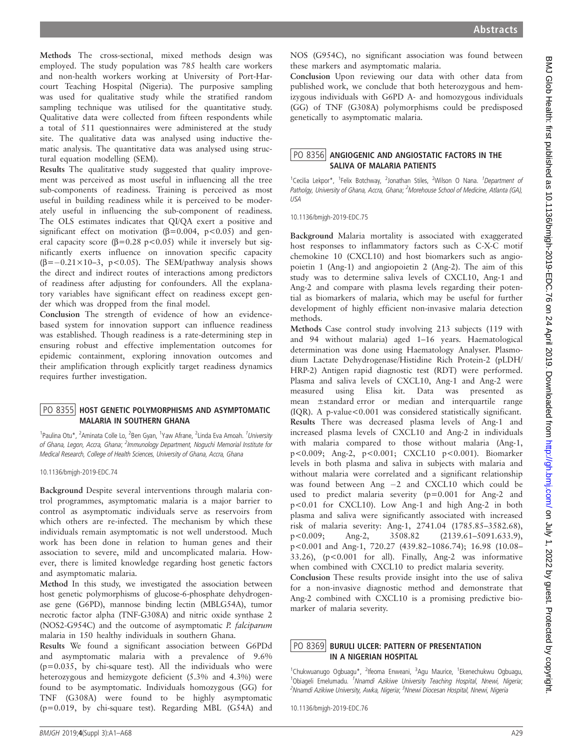**Methods** The cross-sectional, mixed methods design was employed. The study population was 785 health care workers and non-health workers working at University of Port-Harcourt Teaching Hospital (Nigeria). The purposive sampling was used for qualitative study while the stratified random sampling technique was utilised for the quantitative study. Qualitative data were collected from fifteen respondents while a total of 511 questionnaires were administered at the study site. The qualitative data was analysed using inductive thematic analysis. The quantitative data was analysed using structural equation modelling (SEM).

**Results** The qualitative study suggested that quality improvement was perceived as most useful in influencing all the tree sub-components of readiness. Training is perceived as most useful in building readiness while it is perceived to be moderately useful in influencing the sub-component of readiness. The OLS estimates indicates that QI/QA exert a positive and significant effect on motivation ($\beta=0.004$, $p<0.05$) and general capacity score ($\beta=0.28$ $p<0.05$) while it inversely but significantly exerts influence on innovation specific capacity ($\beta=-0.21\times10{-}3$, $p<0.05$). The SEM/pathway analysis shows the direct and indirect routes of interactions among predictors of readiness after adjusting for confounders. All the explanatory variables have significant effect on readiness except gender which was dropped from the final model.

**Conclusion** The strength of evidence of how an evidence-based system for innovation support can influence readiness was established. Though readiness is a rate-determining step in ensuring robust and effective implementation outcomes for epidemic containment, exploring innovation outcomes and their amplification through explicitly target readiness dynamics requires further investigation.

## PO 8355 HOST GENETIC POLYMORPHISMS AND ASYMPTOMATIC MALARIA IN SOUTHERN GHANA

[1]Paulina Otu*, [2]Aminata Colle Lo, [2]Ben Gyan, [1]Yaw Afrane, [2]Linda Eva Amoah. [1]University of Ghana, Legon, Accra, Ghana; [2]Immunology Department, Noguchi Memorial Institute for Medical Research, College of Health Sciences, University of Ghana, Accra, Ghana

10.1136/bmjgh-2019-EDC.74

**Background** Despite several interventions through malaria control programmes, asymptomatic malaria is a major barrier to control as asymptomatic individuals serve as reservoirs from which others are re-infected. The mechanism by which these individuals remain asymptomatic is not well understood. Much work has been done in relation to human genes and their association to severe, mild and uncomplicated malaria. However, there is limited knowledge regarding host genetic factors and asymptomatic malaria.

**Method** In this study, we investigated the association between host genetic polymorphisms of glucose-6-phosphate dehydrogenase gene (G6PD), mannose binding lectin (MBLG54A), tumor necrotic factor alpha (TNF-G308A) and nitric oxide synthase 2 (NOS2-G954C) and the outcome of asymptomatic *P. falciparum* malaria in 150 healthy individuals in southern Ghana.

**Results** We found a significant association between G6PDd and asymptomatic malaria with a prevalence of 9.6% ($p=0.035$, by chi-square test). All the individuals who were heterozygous and hemizygote deficient (5.3% and 4.3%) were found to be asymptomatic. Individuals homozygous (GG) for TNF (G308A) were found to be highly asymptomatic ($p=0.019$, by chi-square test). Regarding MBL (G54A) and NOS (G954C), no significant association was found between these markers and asymptomatic malaria.

**Conclusion** Upon reviewing our data with other data from published work, we conclude that both heterozygous and hemizygous individuals with G6PD A- and homozygous individuals (GG) of TNF (G308A) polymorphisms could be predisposed genetically to asymptomatic malaria.

## PO 8356 ANGIOGENIC AND ANGIOSTATIC FACTORS IN THE SALIVA OF MALARIA PATIENTS

[1]Cecilia Lekpor*, [1]Felix Botchway, [2]Jonathan Stiles, [2]Wilson O Nana. [1]Department of Patholgy, University of Ghana, Accra, Ghana; [2]Morehouse School of Medicine, Atlanta (GA), USA

10.1136/bmjgh-2019-EDC.75

**Background** Malaria mortality is associated with exaggerated host responses to inflammatory factors such as C-X-C motif chemokine 10 (CXCL10) and host biomarkers such as angiopoietin 1 (Ang-1) and angiopoietin 2 (Ang-2). The aim of this study was to determine saliva levels of CXCL10, Ang-1 and Ang-2 and compare with plasma levels regarding their potential as biomarkers of malaria, which may be useful for further development of highly efficient non-invasive malaria detection methods.

**Methods** Case control study involving 213 subjects (119 with and 94 without malaria) aged 1–16 years. Haematological determination was done using Haematology Analyser. Plasmodium Lactate Dehydrogenase/Histidine Rich Protein-2 (pLDH/HRP-2) Antigen rapid diagnostic test (RDT) were performed. Plasma and saliva levels of CXCL10, Ang-1 and Ang-2 were measured using Elisa kit. Data was presented as mean ±standard error or median and interquartile range (IQR). A p-value$<0.001$ was considered statistically significant.

**Results** There was decreased plasma levels of Ang-1 and increased plasma levels of CXCL10 and Ang-2 in individuals with malaria compared to those without malaria (Ang-1, $p<0.009$; Ang-2, $p<0.001$; CXCL10 $p<0.001$). Biomarker levels in both plasma and saliva in subjects with malaria and without malaria were correlated and a significant relationship was found between Ang –2 and CXCL10 which could be used to predict malaria severity ($p=0.001$ for Ang-2 and $p<0.01$ for CXCL10). Low Ang-1 and high Ang-2 in both plasma and saliva were significantly associated with increased risk of malaria severity: Ang-1, 2741.04 (1785.85–3582.68), $p<0.009$; Ang-2, 3508.82 (2139.61–5091.633.9), $p<0.001$ and Ang-1, 720.27 (439.82–1086.74); 16.98 (10.08–33.26), ($p<0.001$ for all). Finally, Ang-2 was informative when combined with CXCL10 to predict malaria severity.

**Conclusion** These results provide insight into the use of saliva for a non-invasive diagnostic method and demonstrate that Ang-2 combined with CXCL10 is a promising predictive biomarker of malaria severity.

## PO 8369 BURULI ULCER: PATTERN OF PRESENTATION IN A NIGERIAN HOSPITAL

[1]Chukwuanugo Ogbuagu*, [2]Ifeoma Enweani, [3]Agu Maurice, [1]Ekenechukwu Ogbuagu, [1]Obiageli Emelumadu. [1]Nnamdi Azikiwe University Teaching Hospital, Nnewi, Nigeria; [2]Nnamdi Azikiwe University, Awka, Nigeria; [3]Nnewi Diocesan Hospital, Nnewi, Nigeria

10.1136/bmjgh-2019-EDC.76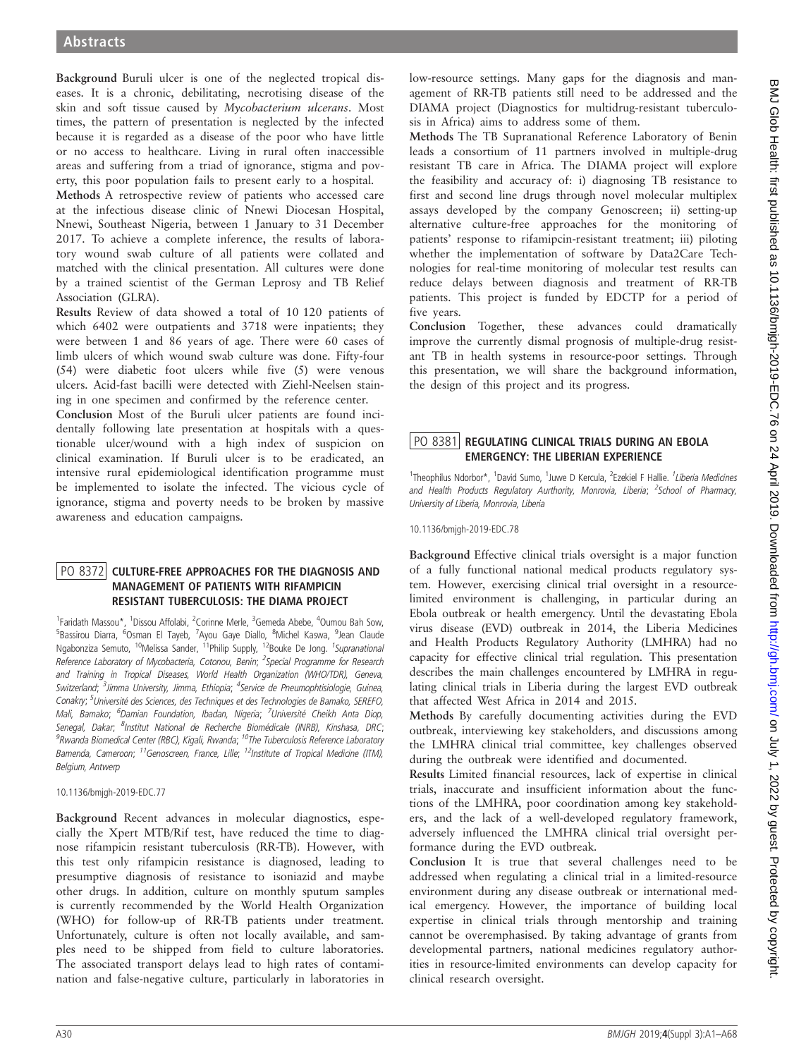**Background** Buruli ulcer is one of the neglected tropical diseases. It is a chronic, debilitating, necrotising disease of the skin and soft tissue caused by *Mycobacterium ulcerans*. Most times, the pattern of presentation is neglected by the infected because it is regarded as a disease of the poor who have little or no access to healthcare. Living in rural often inaccessible areas and suffering from a triad of ignorance, stigma and poverty, this poor population fails to present early to a hospital.

**Methods** A retrospective review of patients who accessed care at the infectious disease clinic of Nnewi Diocesan Hospital, Nnewi, Southeast Nigeria, between 1 January to 31 December 2017. To achieve a complete inference, the results of laboratory wound swab culture of all patients were collated and matched with the clinical presentation. All cultures were done by a trained scientist of the German Leprosy and TB Relief Association (GLRA).

**Results** Review of data showed a total of 10 120 patients of which 6402 were outpatients and 3718 were inpatients; they were between 1 and 86 years of age. There were 60 cases of limb ulcers of which wound swab culture was done. Fifty-four (54) were diabetic foot ulcers while five (5) were venous ulcers. Acid-fast bacilli were detected with Ziehl-Neelsen staining in one specimen and confirmed by the reference center.

**Conclusion** Most of the Buruli ulcer patients are found incidentally following late presentation at hospitals with a questionable ulcer/wound with a high index of suspicion on clinical examination. If Buruli ulcer is to be eradicated, an intensive rural epidemiological identification programme must be implemented to isolate the infected. The vicious cycle of ignorance, stigma and poverty needs to be broken by massive awareness and education campaigns.

## PO 8372 CULTURE-FREE APPROACHES FOR THE DIAGNOSIS AND MANAGEMENT OF PATIENTS WITH RIFAMPICIN RESISTANT TUBERCULOSIS: THE DIAMA PROJECT

[1]Faridath Massou\*, [1]Dissou Affolabi, [2]Corinne Merle, [3]Gemeda Abebe, [4]Oumou Bah Sow, [5]Bassirou Diarra, [6]Osman El Tayeb, [7]Ayou Gaye Diallo, [8]Michel Kaswa, [9]Jean Claude Ngabonziza Semuto, [10]Melissa Sander, [11]Philip Supply, [12]Bouke De Jong. [1]*Supranational Reference Laboratory of Mycobacteria, Cotonou, Benin*; [2]*Special Programme for Research and Training in Tropical Diseases, World Health Organization (WHO/TDR), Geneva, Switzerland*; [3]*Jimma University, Jimma, Ethiopia*; [4]*Service de Pneumophtisiologie, Guinea, Conakry*; [5]*Université des Sciences, des Techniques et des Technologies de Bamako, SEREFO, Mali, Bamako*; [6]*Damian Foundation, Ibadan, Nigeria*; [7]*Université Cheikh Anta Diop, Senegal, Dakar*; [8]*Institut National de Recherche Biomédicale (INRB), Kinshasa, DRC*; [9]*Rwanda Biomedical Center (RBC), Kigali, Rwanda*; [10]*The Tuberculosis Reference Laboratory Bamenda, Cameroon*; [11]*Genoscreen, France, Lille*; [12]*Institute of Tropical Medicine (ITM), Belgium, Antwerp*

10.1136/bmjgh-2019-EDC.77

**Background** Recent advances in molecular diagnostics, especially the Xpert MTB/Rif test, have reduced the time to diagnose rifampicin resistant tuberculosis (RR-TB). However, with this test only rifampicin resistance is diagnosed, leading to presumptive diagnosis of resistance to isoniazid and maybe other drugs. In addition, culture on monthly sputum samples is currently recommended by the World Health Organization (WHO) for follow-up of RR-TB patients under treatment. Unfortunately, culture is often not locally available, and samples need to be shipped from field to culture laboratories. The associated transport delays lead to high rates of contamination and false-negative culture, particularly in laboratories in low-resource settings. Many gaps for the diagnosis and management of RR-TB patients still need to be addressed and the DIAMA project (Diagnostics for multidrug-resistant tuberculosis in Africa) aims to address some of them.

**Methods** The TB Supranational Reference Laboratory of Benin leads a consortium of 11 partners involved in multiple-drug resistant TB care in Africa. The DIAMA project will explore the feasibility and accuracy of: i) diagnosing TB resistance to first and second line drugs through novel molecular multiplex assays developed by the company Genoscreen; ii) setting-up alternative culture-free approaches for the monitoring of patients' response to rifamipcin-resistant treatment; iii) piloting whether the implementation of software by Data2Care Technologies for real-time monitoring of molecular test results can reduce delays between diagnosis and treatment of RR-TB patients. This project is funded by EDCTP for a period of five years.

**Conclusion** Together, these advances could dramatically improve the currently dismal prognosis of multiple-drug resistant TB in health systems in resource-poor settings. Through this presentation, we will share the background information, the design of this project and its progress.

## PO 8381 REGULATING CLINICAL TRIALS DURING AN EBOLA EMERGENCY: THE LIBERIAN EXPERIENCE

[1]Theophilus Ndorbor\*, [1]David Sumo, [1]Juwe D Kercula, [2]Ezekiel F Hallie. [1]*Liberia Medicines and Health Products Regulatory Aurthority, Monrovia, Liberia*; [2]*School of Pharmacy, University of Liberia, Monrovia, Liberia*

10.1136/bmjgh-2019-EDC.78

**Background** Effective clinical trials oversight is a major function of a fully functional national medical products regulatory system. However, exercising clinical trial oversight in a resource-limited environment is challenging, in particular during an Ebola outbreak or health emergency. Until the devastating Ebola virus disease (EVD) outbreak in 2014, the Liberia Medicines and Health Products Regulatory Authority (LMHRA) had no capacity for effective clinical trial regulation. This presentation describes the main challenges encountered by LMHRA in regulating clinical trials in Liberia during the largest EVD outbreak that affected West Africa in 2014 and 2015.

**Methods** By carefully documenting activities during the EVD outbreak, interviewing key stakeholders, and discussions among the LMHRA clinical trial committee, key challenges observed during the outbreak were identified and documented.

**Results** Limited financial resources, lack of expertise in clinical trials, inaccurate and insufficient information about the functions of the LMHRA, poor coordination among key stakeholders, and the lack of a well-developed regulatory framework, adversely influenced the LMHRA clinical trial oversight performance during the EVD outbreak.

**Conclusion** It is true that several challenges need to be addressed when regulating a clinical trial in a limited-resource environment during any disease outbreak or international medical emergency. However, the importance of building local expertise in clinical trials through mentorship and training cannot be overemphasised. By taking advantage of grants from developmental partners, national medicines regulatory authorities in resource-limited environments can develop capacity for clinical research oversight.